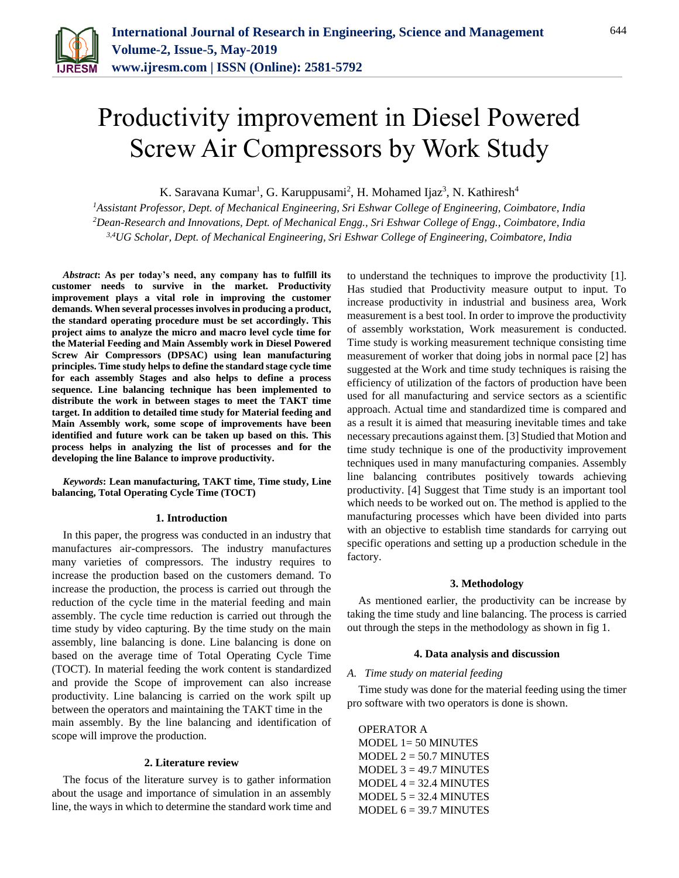# Productivity improvement in Diesel Powered Screw Air Compressors by Work Study

K. Saravana Kumar[1], G. Karuppusami[2], H. Mohamed Ijaz[3], N. Kathiresh[4]

[1]*Assistant Professor, Dept. of Mechanical Engineering, Sri Eshwar College of Engineering, Coimbatore, India*
[2]*Dean-Research and Innovations, Dept. of Mechanical Engg., Sri Eshwar College of Engg., Coimbatore, India*
[3,4]*UG Scholar, Dept. of Mechanical Engineering, Sri Eshwar College of Engineering, Coimbatore, India*

***Abstract*: As per today's need, any company has to fulfill its customer needs to survive in the market. Productivity improvement plays a vital role in improving the customer demands. When several processes involves in producing a product, the standard operating procedure must be set accordingly. This project aims to analyze the micro and macro level cycle time for the Material Feeding and Main Assembly work in Diesel Powered Screw Air Compressors (DPSAC) using lean manufacturing principles. Time study helps to define the standard stage cycle time for each assembly Stages and also helps to define a process sequence. Line balancing technique has been implemented to distribute the work in between stages to meet the TAKT time target. In addition to detailed time study for Material feeding and Main Assembly work, some scope of improvements have been identified and future work can be taken up based on this. This process helps in analyzing the list of processes and for the developing the line Balance to improve productivity.**

***Keywords*: Lean manufacturing, TAKT time, Time study, Line balancing, Total Operating Cycle Time (TOCT)**

## 1. Introduction

In this paper, the progress was conducted in an industry that manufactures air-compressors. The industry manufactures many varieties of compressors. The industry requires to increase the production based on the customers demand. To increase the production, the process is carried out through the reduction of the cycle time in the material feeding and main assembly. The cycle time reduction is carried out through the time study by video capturing. By the time study on the main assembly, line balancing is done. Line balancing is done on based on the average time of Total Operating Cycle Time (TOCT). In material feeding the work content is standardized and provide the Scope of improvement can also increase productivity. Line balancing is carried on the work spilt up between the operators and maintaining the TAKT time in the main assembly. By the line balancing and identification of scope will improve the production.

## 2. Literature review

The focus of the literature survey is to gather information about the usage and importance of simulation in an assembly line, the ways in which to determine the standard work time and to understand the techniques to improve the productivity [1]. Has studied that Productivity measure output to input. To increase productivity in industrial and business area, Work measurement is a best tool. In order to improve the productivity of assembly workstation, Work measurement is conducted. Time study is working measurement technique consisting time measurement of worker that doing jobs in normal pace [2] has suggested at the Work and time study techniques is raising the efficiency of utilization of the factors of production have been used for all manufacturing and service sectors as a scientific approach. Actual time and standardized time is compared and as a result it is aimed that measuring inevitable times and take necessary precautions against them. [3] Studied that Motion and time study technique is one of the productivity improvement techniques used in many manufacturing companies. Assembly line balancing contributes positively towards achieving productivity. [4] Suggest that Time study is an important tool which needs to be worked out on. The method is applied to the manufacturing processes which have been divided into parts with an objective to establish time standards for carrying out specific operations and setting up a production schedule in the factory.

## 3. Methodology

As mentioned earlier, the productivity can be increase by taking the time study and line balancing. The process is carried out through the steps in the methodology as shown in fig 1.

## 4. Data analysis and discussion

### *A. Time study on material feeding*

Time study was done for the material feeding using the timer pro software with two operators is done is shown.

OPERATOR A
MODEL 1= 50 MINUTES
MODEL 2 = 50.7 MINUTES
MODEL 3 = 49.7 MINUTES
MODEL 4 = 32.4 MINUTES
MODEL 5 = 32.4 MINUTES
MODEL 6 = 39.7 MINUTES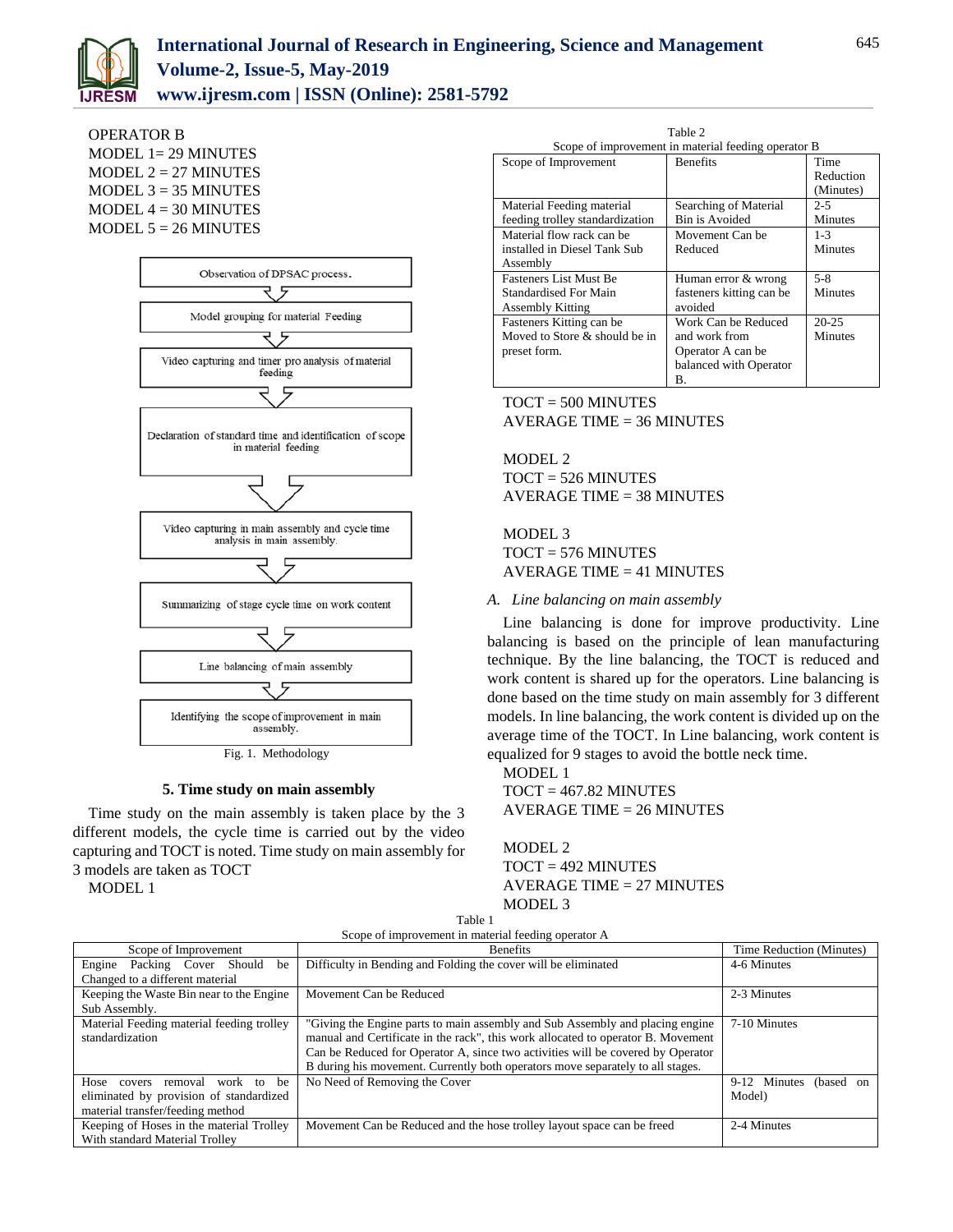OPERATOR B

MODEL 1= 29 MINUTES

MODEL 2 = 27 MINUTES

MODEL 3 = 35 MINUTES

MODEL 4 = 30 MINUTES

MODEL 5 = 26 MINUTES

Observation of DPSAC process.

Model grouping for material Feeding

Video capturing and timer pro analysis of material feeding

Declaration of standard time and identification of scope in material feeding

Video capturing in main assembly and cycle time analysis in main assembly.

Summarizing of stage cycle time on work content

Line balancing of main assembly

Identifying the scope of improvement in main assembly.

Fig. 1. Methodology

## 5. Time study on main assembly

Time study on the main assembly is taken place by the 3 different models, the cycle time is carried out by the video capturing and TOCT is noted. Time study on main assembly for 3 models are taken as TOCT

MODEL 1

Table 2
Scope of improvement in material feeding operator B

| Scope of Improvement | Benefits | Time Reduction (Minutes) |
|---|---|---|
| Material Feeding material feeding trolley standardization | Searching of Material Bin is Avoided | 2-5 Minutes |
| Material flow rack can be installed in Diesel Tank Sub Assembly | Movement Can be Reduced | 1-3 Minutes |
| Fasteners List Must Be Standardised For Main Assembly Kitting | Human error & wrong fasteners kitting can be avoided | 5-8 Minutes |
| Fasteners Kitting can be Moved to Store & should be in preset form. | Work Can be Reduced and work from Operator A can be balanced with Operator B. | 20-25 Minutes |

TOCT = 500 MINUTES

AVERAGE TIME = 36 MINUTES

MODEL 2

TOCT = 526 MINUTES

AVERAGE TIME = 38 MINUTES

MODEL 3

TOCT = 576 MINUTES

AVERAGE TIME = 41 MINUTES

### *A. Line balancing on main assembly*

Line balancing is done for improve productivity. Line balancing is based on the principle of lean manufacturing technique. By the line balancing, the TOCT is reduced and work content is shared up for the operators. Line balancing is done based on the time study on main assembly for 3 different models. In line balancing, the work content is divided up on the average time of the TOCT. In Line balancing, work content is equalized for 9 stages to avoid the bottle neck time.

MODEL 1

TOCT = 467.82 MINUTES

AVERAGE TIME = 26 MINUTES

MODEL 2

TOCT = 492 MINUTES

AVERAGE TIME = 27 MINUTES

MODEL 3

Table 1
Scope of improvement in material feeding operator A

| Scope of Improvement | Benefits | Time Reduction (Minutes) |
|---|---|---|
| Engine Packing Cover Should be Changed to a different material | Difficulty in Bending and Folding the cover will be eliminated | 4-6 Minutes |
| Keeping the Waste Bin near to the Engine Sub Assembly. | Movement Can be Reduced | 2-3 Minutes |
| Material Feeding material feeding trolley standardization | "Giving the Engine parts to main assembly and Sub Assembly and placing engine manual and Certificate in the rack", this work allocated to operator B. Movement Can be Reduced for Operator A, since two activities will be covered by Operator B during his movement. Currently both operators move separately to all stages. | 7-10 Minutes |
| Hose covers removal work to be eliminated by provision of standardized material transfer/feeding method | No Need of Removing the Cover | 9-12 Minutes (based on Model) |
| Keeping of Hoses in the material Trolley With standard Material Trolley | Movement Can be Reduced and the hose trolley layout space can be freed | 2-4 Minutes |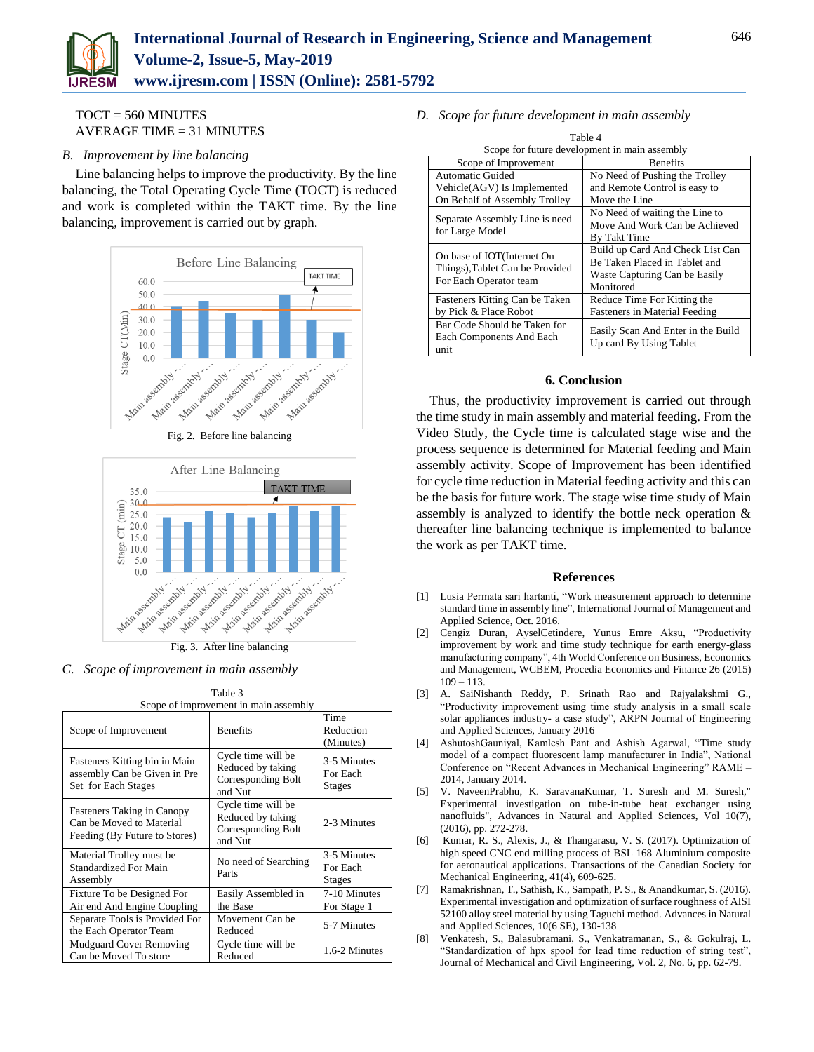TOCT = 560 MINUTES
AVERAGE TIME = 31 MINUTES

### *B. Improvement by line balancing*

Line balancing helps to improve the productivity. By the line balancing, the Total Operating Cycle Time (TOCT) is reduced and work is completed within the TAKT time. By the line balancing, improvement is carried out by graph.

Fig. 2. Before line balancing

Fig. 3. After line balancing

### *C. Scope of improvement in main assembly*

Table 3
Scope of improvement in main assembly

| Scope of Improvement | Benefits | Time Reduction (Minutes) |
|---|---|---|
| Fasteners Kitting bin in Main assembly Can be Given in Pre Set for Each Stages | Cycle time will be Reduced by taking Corresponding Bolt and Nut | 3-5 Minutes For Each Stages |
| Fasteners Taking in Canopy Can be Moved to Material Feeding (By Future to Stores) | Cycle time will be Reduced by taking Corresponding Bolt and Nut | 2-3 Minutes |
| Material Trolley must be Standardized For Main Assembly | No need of Searching Parts | 3-5 Minutes For Each Stages |
| Fixture To be Designed For Air end And Engine Coupling | Easily Assembled in the Base | 7-10 Minutes For Stage 1 |
| Separate Tools is Provided For the Each Operator Team | Movement Can be Reduced | 5-7 Minutes |
| Mudguard Cover Removing Can be Moved To store | Cycle time will be Reduced | 1.6-2 Minutes |

### *D. Scope for future development in main assembly*

Table 4
Scope for future development in main assembly

| Scope of Improvement | Benefits |
|---|---|
| Automatic Guided Vehicle(AGV) Is Implemented On Behalf of Assembly Trolley | No Need of Pushing the Trolley and Remote Control is easy to Move the Line |
| Separate Assembly Line is need for Large Model | No Need of waiting the Line to Move And Work Can be Achieved By Takt Time |
| On base of IOT(Internet On Things),Tablet Can be Provided For Each Operator team | Build up Card And Check List Can Be Taken Placed in Tablet and Waste Capturing Can be Easily Monitored |
| Fasteners Kitting Can be Taken by Pick & Place Robot | Reduce Time For Kitting the Fasteners in Material Feeding |
| Bar Code Should be Taken for Each Components And Each unit | Easily Scan And Enter in the Build Up card By Using Tablet |

## 6. Conclusion

Thus, the productivity improvement is carried out through the time study in main assembly and material feeding. From the Video Study, the Cycle time is calculated stage wise and the process sequence is determined for Material feeding and Main assembly activity. Scope of Improvement has been identified for cycle time reduction in Material feeding activity and this can be the basis for future work. The stage wise time study of Main assembly is analyzed to identify the bottle neck operation & thereafter line balancing technique is implemented to balance the work as per TAKT time.

## References

[1] Lusia Permata sari hartanti, "Work measurement approach to determine standard time in assembly line", International Journal of Management and Applied Science, Oct. 2016.

[2] Cengiz Duran, AyselCetindere, Yunus Emre Aksu, "Productivity improvement by work and time study technique for earth energy-glass manufacturing company", 4th World Conference on Business, Economics and Management, WCBEM, Procedia Economics and Finance 26 (2015) 109 – 113.

[3] A. SaiNishanth Reddy, P. Srinath Rao and Rajyalakshmi G., "Productivity improvement using time study analysis in a small scale solar appliances industry- a case study", ARPN Journal of Engineering and Applied Sciences, January 2016

[4] AshutoshGauniyal, Kamlesh Pant and Ashish Agarwal, "Time study model of a compact fluorescent lamp manufacturer in India", National Conference on "Recent Advances in Mechanical Engineering" RAME – 2014, January 2014.

[5] V. NaveenPrabhu, K. SaravanaKumar, T. Suresh and M. Suresh," Experimental investigation on tube-in-tube heat exchanger using nanofluids", Advances in Natural and Applied Sciences, Vol 10(7), (2016), pp. 272-278.

[6] Kumar, R. S., Alexis, J., & Thangarasu, V. S. (2017). Optimization of high speed CNC end milling process of BSL 168 Aluminium composite for aeronautical applications. Transactions of the Canadian Society for Mechanical Engineering, 41(4), 609-625.

[7] Ramakrishnan, T., Sathish, K., Sampath, P. S., & Anandkumar, S. (2016). Experimental investigation and optimization of surface roughness of AISI 52100 alloy steel material by using Taguchi method. Advances in Natural and Applied Sciences, 10(6 SE), 130-138

[8] Venkatesh, S., Balasubramani, S., Venkatramanan, S., & Gokulraj, L. "Standardization of hpx spool for lead time reduction of string test", Journal of Mechanical and Civil Engineering, Vol. 2, No. 6, pp. 62-79.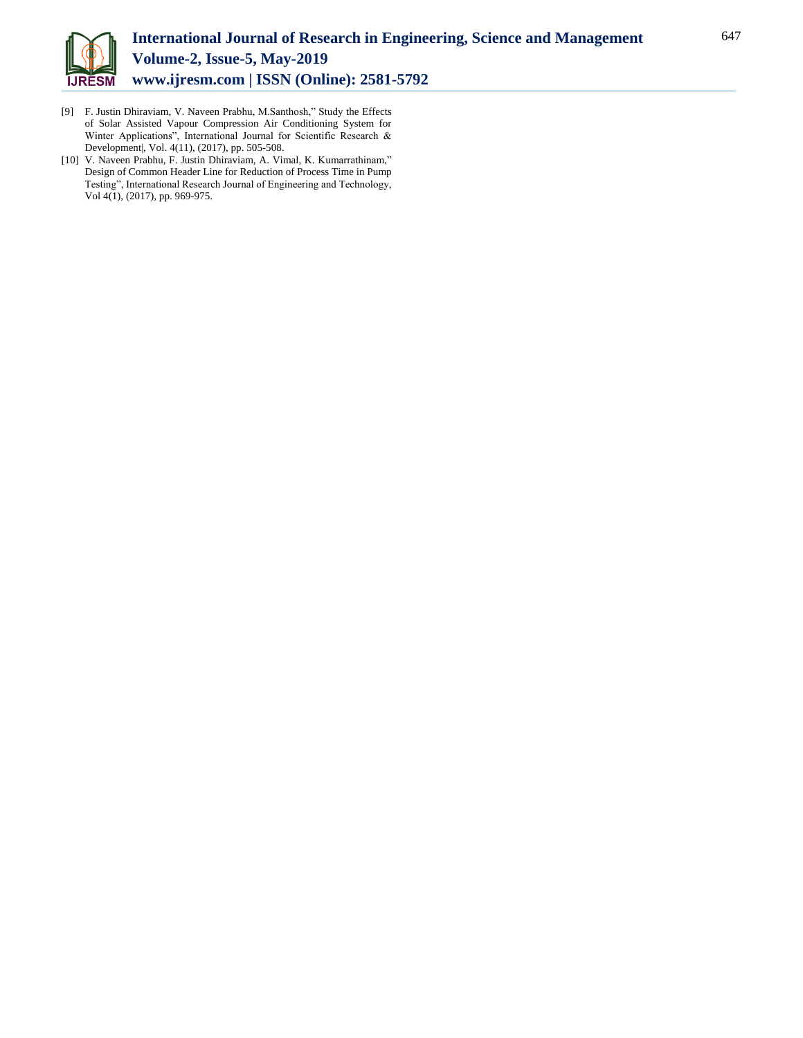[9] F. Justin Dhiraviam, V. Naveen Prabhu, M.Santhosh," Study the Effects of Solar Assisted Vapour Compression Air Conditioning System for Winter Applications", International Journal for Scientific Research & Development|, Vol. 4(11), (2017), pp. 505-508.

[10] V. Naveen Prabhu, F. Justin Dhiraviam, A. Vimal, K. Kumarrathinam," Design of Common Header Line for Reduction of Process Time in Pump Testing", International Research Journal of Engineering and Technology, Vol 4(1), (2017), pp. 969-975.